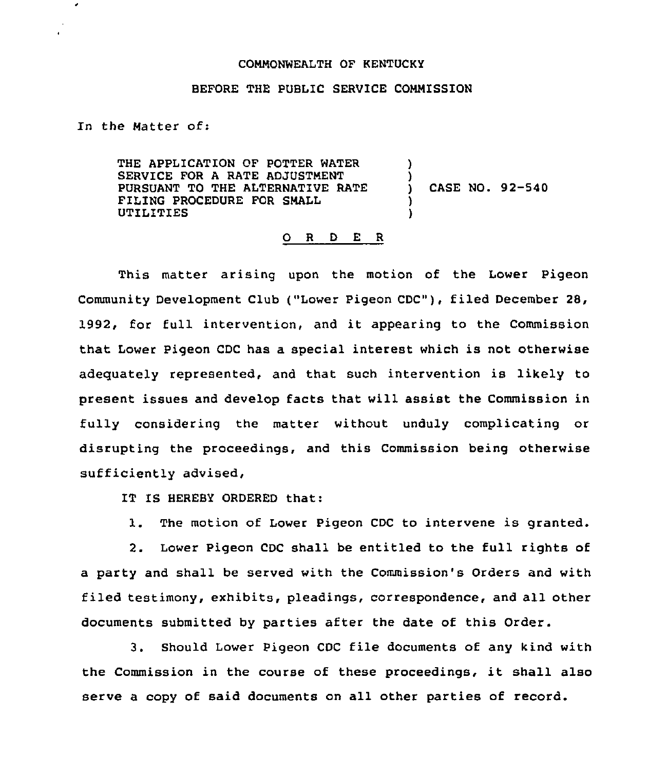COMMONWEALTH OF KENTUCKY

BEFORE THE PUBLIC SERVICE COMMISSION

In the Matter of:

| | | |
|---|---|---|
| THE APPLICATION OF POTTER WATER SERVICE FOR A RATE ADJUSTMENT PURSUANT TO THE ALTERNATIVE RATE FILING PROCEDURE FOR SMALL UTILITIES | ) ) ) ) ) | CASE NO. 92-540 |

## O R D E R

This matter arising upon the motion of the Lower Pigeon Community Development Club ("Lower Pigeon CDC"), filed December 28, 1992, for full intervention, and it appearing to the Commission that Lower Pigeon CDC has a special interest which is not otherwise adequately represented, and that such intervention is likely to present issues and develop facts that will assist the Commission in fully considering the matter without unduly complicating or disrupting the proceedings, and this Commission being otherwise sufficiently advised,

IT IS HEREBY ORDERED that:

1. The motion of Lower Pigeon CDC to intervene is granted.

2. Lower Pigeon CDC shall be entitled to the full rights of a party and shall be served with the Commission's Orders and with filed testimony, exhibits, pleadings, correspondence, and all other documents submitted by parties after the date of this Order.

3. Should Lower Pigeon CDC file documents of any kind with the Commission in the course of these proceedings, it shall also serve a copy of said documents on all other parties of record.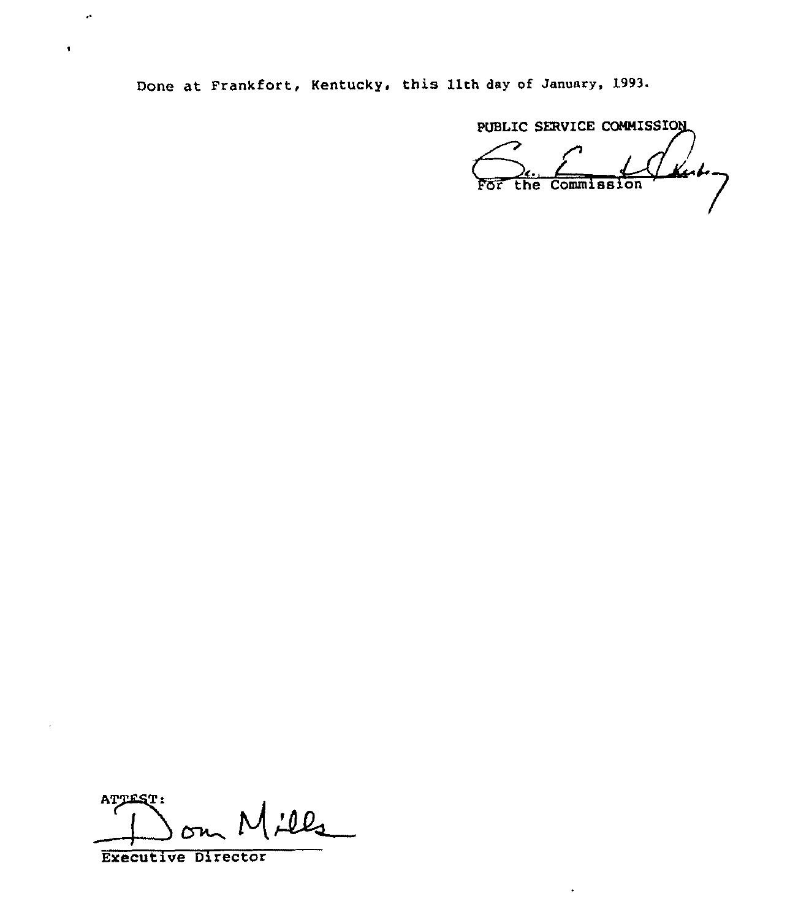Done at Frankfort, Kentucky, this 11th day of January, 1993.

PUBLIC SERVICE COMMISSION

For the Commission

ATTEST:

Executive Director